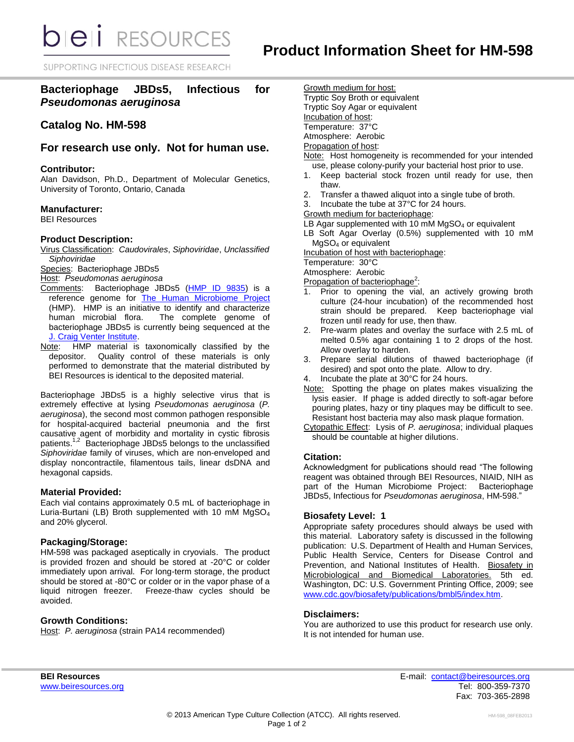# Product Information Sheet for HM-598

## Bacteriophage JBDs5, Infectious for *Pseudomonas aeruginosa*

## Catalog No. HM-598

## For research use only. Not for human use.

### Contributor:

Alan Davidson, Ph.D., Department of Molecular Genetics, University of Toronto, Ontario, Canada

### Manufacturer:

BEI Resources

### Product Description:

Virus Classification: *Caudovirales*, *Siphoviridae*, *Unclassified Siphoviridae*

Species: Bacteriophage JBDs5

Host: *Pseudomonas aeruginosa*

Comments: Bacteriophage JBDs5 (HMP ID 9835) is a reference genome for The Human Microbiome Project (HMP). HMP is an initiative to identify and characterize human microbial flora. The complete genome of bacteriophage JBDs5 is currently being sequenced at the J. Craig Venter Institute.

Note: HMP material is taxonomically classified by the depositor. Quality control of these materials is only performed to demonstrate that the material distributed by BEI Resources is identical to the deposited material.

Bacteriophage JBDs5 is a highly selective virus that is extremely effective at lysing *Pseudomonas aeruginosa* (*P. aeruginosa*), the second most common pathogen responsible for hospital-acquired bacterial pneumonia and the first causative agent of morbidity and mortality in cystic fibrosis patients.[1,2] Bacteriophage JBDs5 belongs to the unclassified *Siphoviridae* family of viruses, which are non-enveloped and display noncontractile, filamentous tails, linear dsDNA and hexagonal capsids.

### Material Provided:

Each vial contains approximately 0.5 mL of bacteriophage in Luria-Burtani (LB) Broth supplemented with 10 mM $MgSO_4$ and 20% glycerol.

### Packaging/Storage:

HM-598 was packaged aseptically in cryovials. The product is provided frozen and should be stored at -20°C or colder immediately upon arrival. For long-term storage, the product should be stored at -80°C or colder or in the vapor phase of a liquid nitrogen freezer. Freeze-thaw cycles should be avoided.

### Growth Conditions:

Host: *P. aeruginosa* (strain PA14 recommended)

Growth medium for host:
Tryptic Soy Broth or equivalent
Tryptic Soy Agar or equivalent

Incubation of host:
Temperature: 37°C
Atmosphere: Aerobic

Propagation of host:

Note: Host homogeneity is recommended for your intended use, please colony-purify your bacterial host prior to use.

1. Keep bacterial stock frozen until ready for use, then thaw.
2. Transfer a thawed aliquot into a single tube of broth.
3. Incubate the tube at 37°C for 24 hours.

Growth medium for bacteriophage:
LB Agar supplemented with 10 mM $MgSO_4$ or equivalent
LB Soft Agar Overlay (0.5%) supplemented with 10 mM $MgSO_4$ or equivalent

Incubation of host with bacteriophage:
Temperature: 30°C
Atmosphere: Aerobic

Propagation of bacteriophage[2]:

1. Prior to opening the vial, an actively growing broth culture (24-hour incubation) of the recommended host strain should be prepared. Keep bacteriophage vial frozen until ready for use, then thaw.
2. Pre-warm plates and overlay the surface with 2.5 mL of melted 0.5% agar containing 1 to 2 drops of the host. Allow overlay to harden.
3. Prepare serial dilutions of thawed bacteriophage (if desired) and spot onto the plate. Allow to dry.
4. Incubate the plate at 30°C for 24 hours.

Note: Spotting the phage on plates makes visualizing the lysis easier. If phage is added directly to soft-agar before pouring plates, hazy or tiny plaques may be difficult to see. Resistant host bacteria may also mask plaque formation.

Cytopathic Effect: Lysis of *P. aeruginosa*; individual plaques should be countable at higher dilutions.

### Citation:

Acknowledgment for publications should read "The following reagent was obtained through BEI Resources, NIAID, NIH as part of the Human Microbiome Project: Bacteriophage JBDs5, Infectious for *Pseudomonas aeruginosa*, HM-598."

### Biosafety Level: 1

Appropriate safety procedures should always be used with this material. Laboratory safety is discussed in the following publication: U.S. Department of Health and Human Services, Public Health Service, Centers for Disease Control and Prevention, and National Institutes of Health. Biosafety in Microbiological and Biomedical Laboratories. 5th ed. Washington, DC: U.S. Government Printing Office, 2009; see www.cdc.gov/biosafety/publications/bmbl5/index.htm.

### Disclaimers:

You are authorized to use this product for research use only. It is not intended for human use.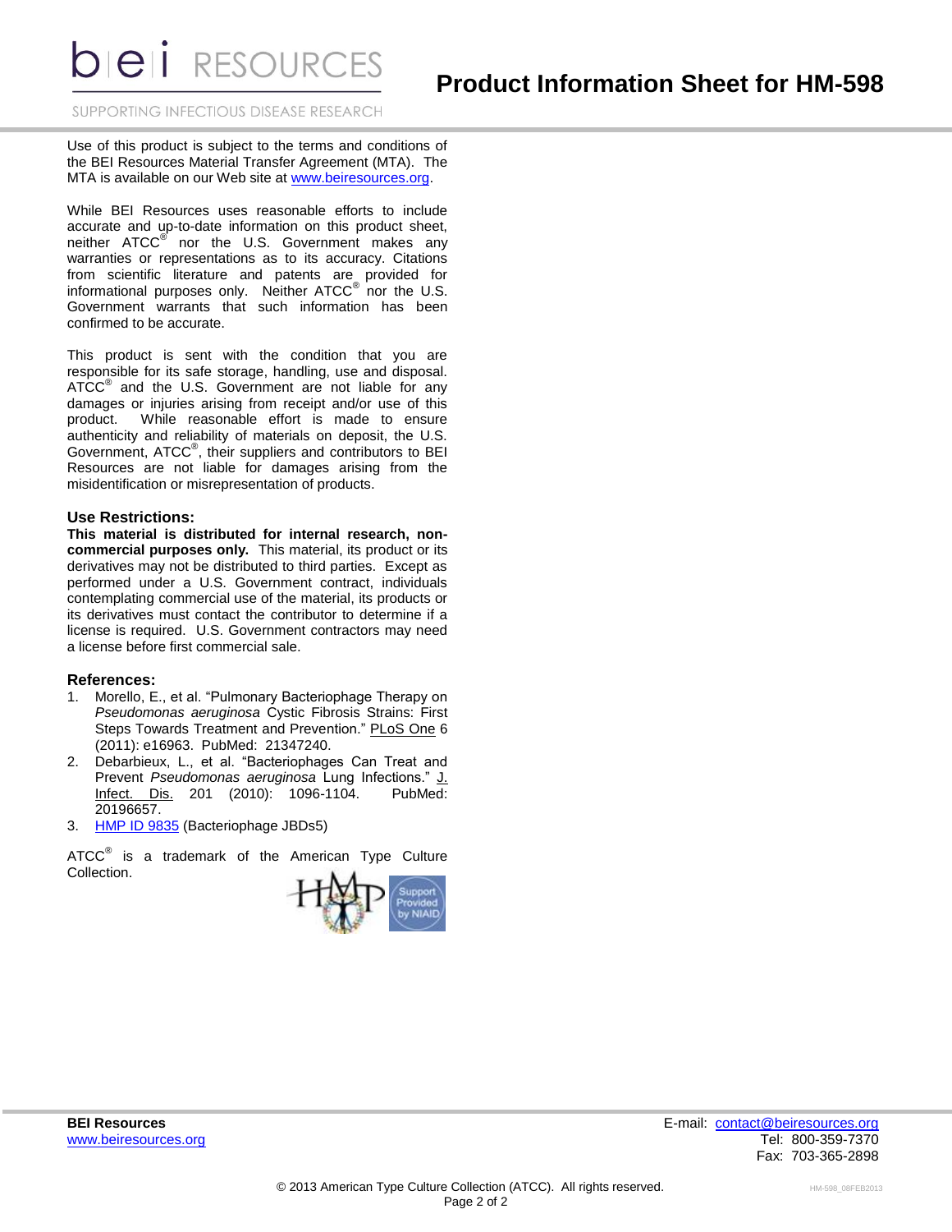Use of this product is subject to the terms and conditions of the BEI Resources Material Transfer Agreement (MTA). The MTA is available on our Web site at www.beiresources.org.

While BEI Resources uses reasonable efforts to include accurate and up-to-date information on this product sheet, neither ATCC® nor the U.S. Government makes any warranties or representations as to its accuracy. Citations from scientific literature and patents are provided for informational purposes only. Neither ATCC® nor the U.S. Government warrants that such information has been confirmed to be accurate.

This product is sent with the condition that you are responsible for its safe storage, handling, use and disposal. ATCC® and the U.S. Government are not liable for any damages or injuries arising from receipt and/or use of this product. While reasonable effort is made to ensure authenticity and reliability of materials on deposit, the U.S. Government, ATCC®, their suppliers and contributors to BEI Resources are not liable for damages arising from the misidentification or misrepresentation of products.

### Use Restrictions:

**This material is distributed for internal research, non-commercial purposes only.** This material, its product or its derivatives may not be distributed to third parties. Except as performed under a U.S. Government contract, individuals contemplating commercial use of the material, its products or its derivatives must contact the contributor to determine if a license is required. U.S. Government contractors may need a license before first commercial sale.

### References:

1. Morello, E., et al. "Pulmonary Bacteriophage Therapy on *Pseudomonas aeruginosa* Cystic Fibrosis Strains: First Steps Towards Treatment and Prevention." PLoS One 6 (2011): e16963. PubMed: 21347240.
2. Debarbieux, L., et al. "Bacteriophages Can Treat and Prevent *Pseudomonas aeruginosa* Lung Infections." J. Infect. Dis. 201 (2010): 1096-1104. PubMed: 20196657.
3. HMP ID 9835 (Bacteriophage JBDs5)

ATCC® is a trademark of the American Type Culture Collection.

**BEI Resources**
www.beiresources.org

E-mail: contact@beiresources.org
Tel: 800-359-7370
Fax: 703-365-2898

© 2013 American Type Culture Collection (ATCC). All rights reserved.

HM-598_08FEB2013